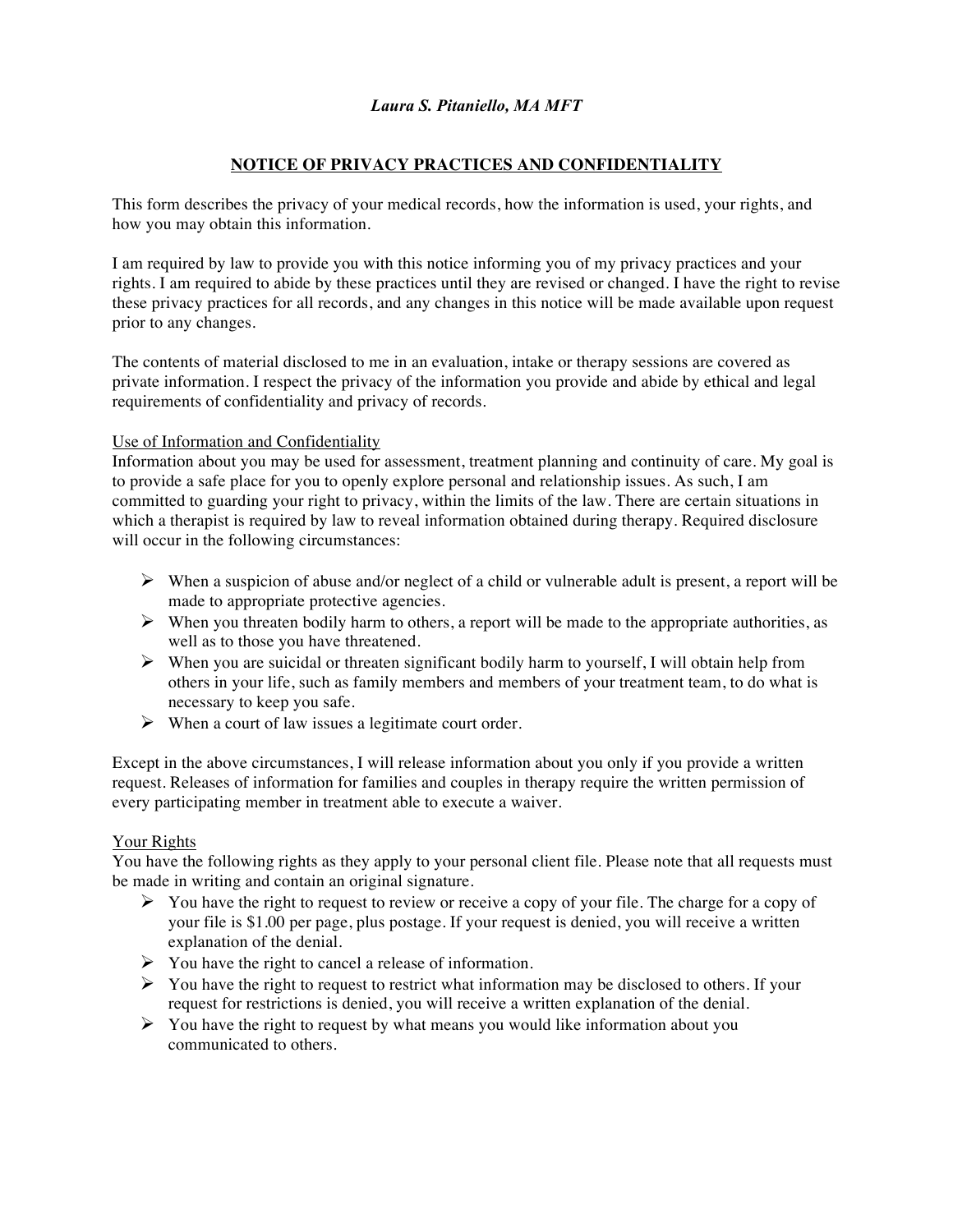*Laura S. Pitaniello, MA MFT*

# NOTICE OF PRIVACY PRACTICES AND CONFIDENTIALITY

This form describes the privacy of your medical records, how the information is used, your rights, and how you may obtain this information.

I am required by law to provide you with this notice informing you of my privacy practices and your rights. I am required to abide by these practices until they are revised or changed. I have the right to revise these privacy practices for all records, and any changes in this notice will be made available upon request prior to any changes.

The contents of material disclosed to me in an evaluation, intake or therapy sessions are covered as private information. I respect the privacy of the information you provide and abide by ethical and legal requirements of confidentiality and privacy of records.

## Use of Information and Confidentiality

Information about you may be used for assessment, treatment planning and continuity of care. My goal is to provide a safe place for you to openly explore personal and relationship issues. As such, I am committed to guarding your right to privacy, within the limits of the law. There are certain situations in which a therapist is required by law to reveal information obtained during therapy. Required disclosure will occur in the following circumstances:

- When a suspicion of abuse and/or neglect of a child or vulnerable adult is present, a report will be made to appropriate protective agencies.
- When you threaten bodily harm to others, a report will be made to the appropriate authorities, as well as to those you have threatened.
- When you are suicidal or threaten significant bodily harm to yourself, I will obtain help from others in your life, such as family members and members of your treatment team, to do what is necessary to keep you safe.
- When a court of law issues a legitimate court order.

Except in the above circumstances, I will release information about you only if you provide a written request. Releases of information for families and couples in therapy require the written permission of every participating member in treatment able to execute a waiver.

## Your Rights

You have the following rights as they apply to your personal client file. Please note that all requests must be made in writing and contain an original signature.

- You have the right to request to review or receive a copy of your file. The charge for a copy of your file is $1.00 per page, plus postage. If your request is denied, you will receive a written explanation of the denial.
- You have the right to cancel a release of information.
- You have the right to request to restrict what information may be disclosed to others. If your request for restrictions is denied, you will receive a written explanation of the denial.
- You have the right to request by what means you would like information about you communicated to others.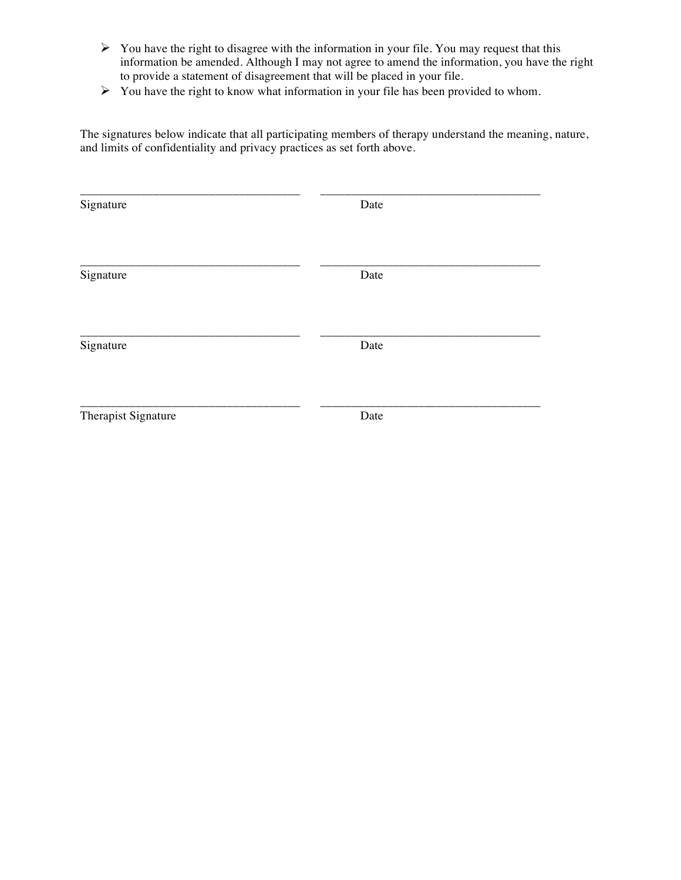- You have the right to disagree with the information in your file. You may request that this information be amended. Although I may not agree to amend the information, you have the right to provide a statement of disagreement that will be placed in your file.
- You have the right to know what information in your file has been provided to whom.

The signatures below indicate that all participating members of therapy understand the meaning, nature, and limits of confidentiality and privacy practices as set forth above.

| | |
|---|---|
| ___________________________________ | ___________________________________ |
| Signature | Date |
| ___________________________________ | ___________________________________ |
| Signature | Date |
| ___________________________________ | ___________________________________ |
| Signature | Date |
| ___________________________________ | ___________________________________ |
| Therapist Signature | Date |